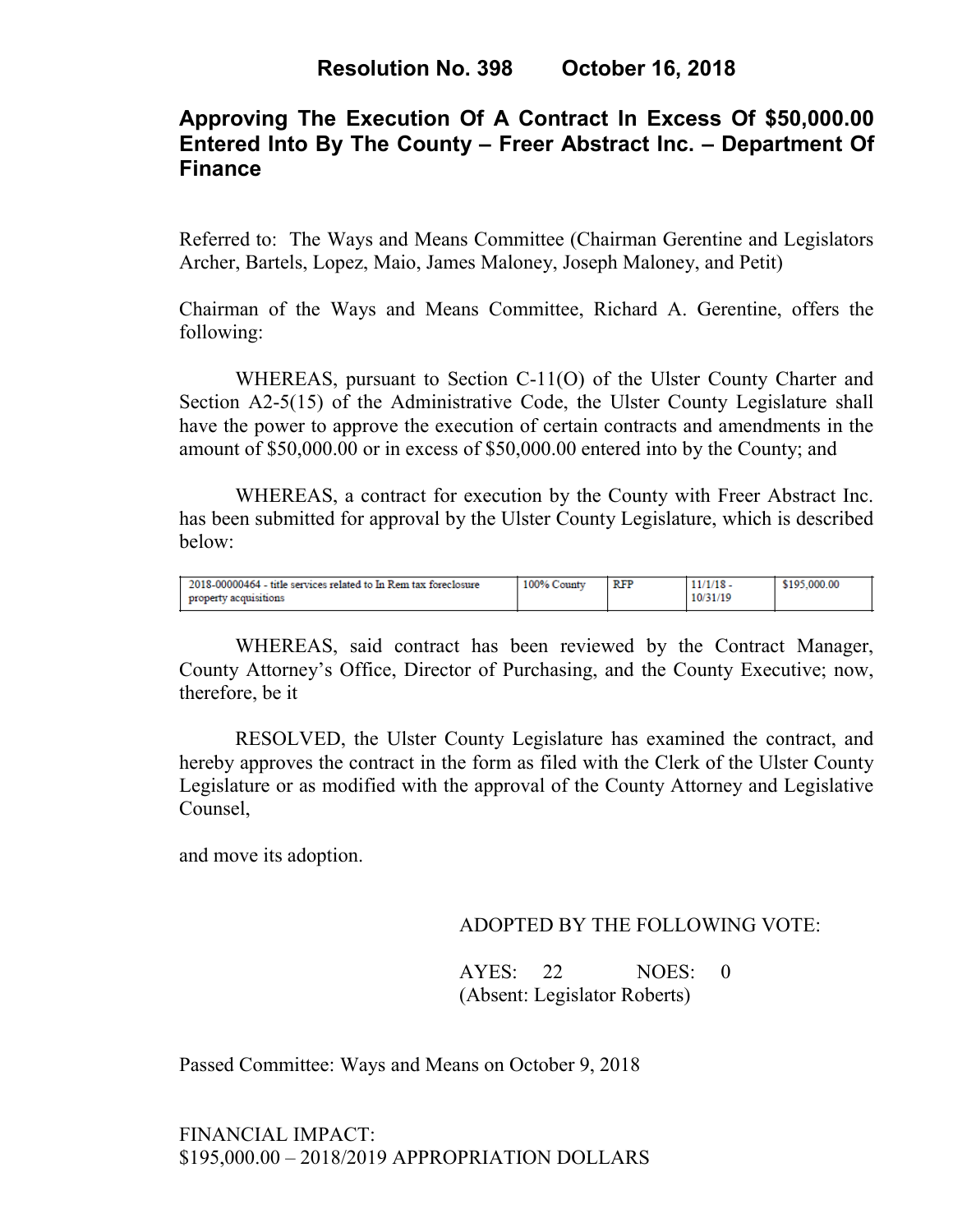# Resolution No. 398 October 16, 2018

## Approving The Execution Of A Contract In Excess Of $50,000.00 Entered Into By The County – Freer Abstract Inc. – Department Of Finance

Referred to: The Ways and Means Committee (Chairman Gerentine and Legislators Archer, Bartels, Lopez, Maio, James Maloney, Joseph Maloney, and Petit)

Chairman of the Ways and Means Committee, Richard A. Gerentine, offers the following:

WHEREAS, pursuant to Section C-11(O) of the Ulster County Charter and Section A2-5(15) of the Administrative Code, the Ulster County Legislature shall have the power to approve the execution of certain contracts and amendments in the amount of $50,000.00 or in excess of $50,000.00 entered into by the County; and

WHEREAS, a contract for execution by the County with Freer Abstract Inc. has been submitted for approval by the Ulster County Legislature, which is described below:

| | | | | |
|---|---|---|---|---|
| 2018-00000464 - title services related to In Rem tax foreclosure property acquisitions | 100% County | RFP | 11/1/18 - 10/31/19 | $195,000.00 |

WHEREAS, said contract has been reviewed by the Contract Manager, County Attorney's Office, Director of Purchasing, and the County Executive; now, therefore, be it

RESOLVED, the Ulster County Legislature has examined the contract, and hereby approves the contract in the form as filed with the Clerk of the Ulster County Legislature or as modified with the approval of the County Attorney and Legislative Counsel,

and move its adoption.

ADOPTED BY THE FOLLOWING VOTE:

AYES: 22 NOES: 0
(Absent: Legislator Roberts)

Passed Committee: Ways and Means on October 9, 2018

FINANCIAL IMPACT:
$195,000.00 – 2018/2019 APPROPRIATION DOLLARS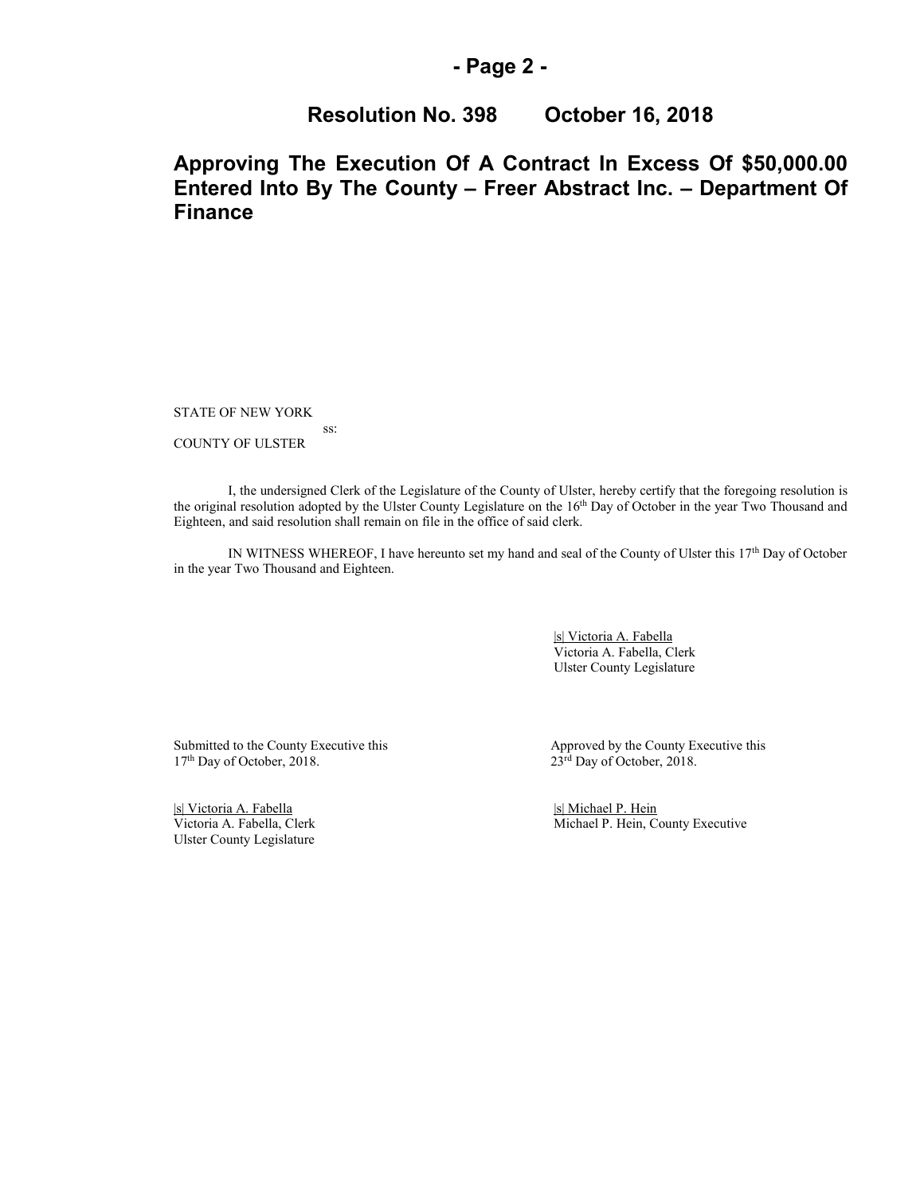# Resolution No. 398 October 16, 2018

## Approving The Execution Of A Contract In Excess Of $50,000.00 Entered Into By The County – Freer Abstract Inc. – Department Of Finance

STATE OF NEW YORK
ss:
COUNTY OF ULSTER

I, the undersigned Clerk of the Legislature of the County of Ulster, hereby certify that the foregoing resolution is the original resolution adopted by the Ulster County Legislature on the 16th Day of October in the year Two Thousand and Eighteen, and said resolution shall remain on file in the office of said clerk.

IN WITNESS WHEREOF, I have hereunto set my hand and seal of the County of Ulster this 17th Day of October in the year Two Thousand and Eighteen.

|s| Victoria A. Fabella
Victoria A. Fabella, Clerk
Ulster County Legislature

Submitted to the County Executive this 17th Day of October, 2018.

|s| Victoria A. Fabella
Victoria A. Fabella, Clerk
Ulster County Legislature

Approved by the County Executive this 23rd Day of October, 2018.

|s| Michael P. Hein
Michael P. Hein, County Executive